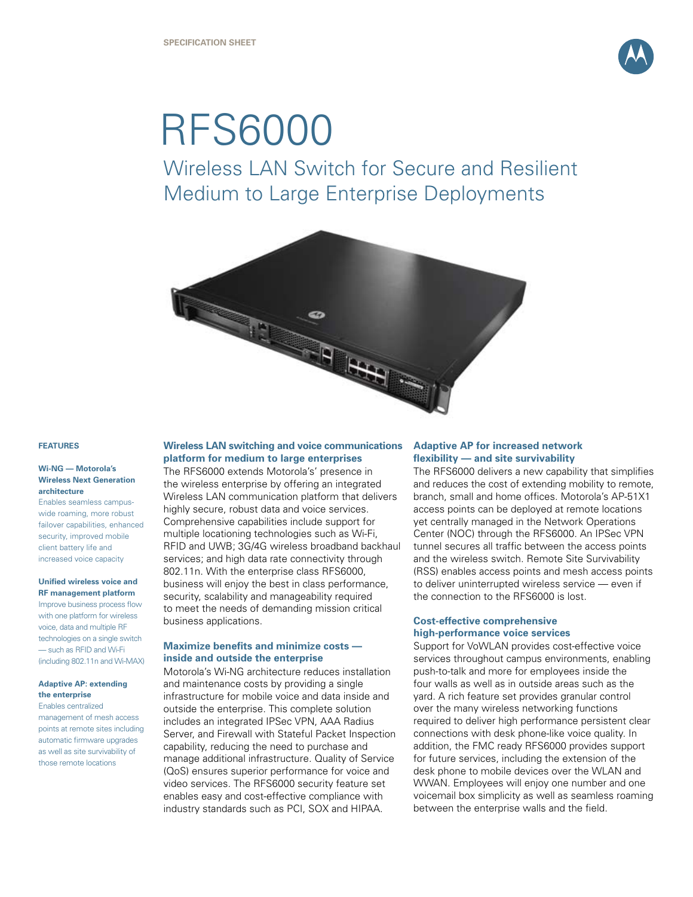SPECIFICATION SHEET

# RFS6000

## Wireless LAN Switch for Secure and Resilient Medium to Large Enterprise Deployments

### FEATURES

**Wi-NG — Motorola's Wireless Next Generation architecture**
Enables seamless campus-wide roaming, more robust failover capabilities, enhanced security, improved mobile client battery life and increased voice capacity

**Unified wireless voice and RF management platform**
Improve business process flow with one platform for wireless voice, data and multiple RF technologies on a single switch — such as RFID and Wi-Fi (including 802.11n and Wi-MAX)

**Adaptive AP: extending the enterprise**
Enables centralized management of mesh access points at remote sites including automatic firmware upgrades as well as site survivability of those remote locations

### Wireless LAN switching and voice communications platform for medium to large enterprises

The RFS6000 extends Motorola's' presence in the wireless enterprise by offering an integrated Wireless LAN communication platform that delivers highly secure, robust data and voice services. Comprehensive capabilities include support for multiple locationing technologies such as Wi-Fi, RFID and UWB; 3G/4G wireless broadband backhaul services; and high data rate connectivity through 802.11n. With the enterprise class RFS6000, business will enjoy the best in class performance, security, scalability and manageability required to meet the needs of demanding mission critical business applications.

### Maximize benefits and minimize costs — inside and outside the enterprise

Motorola's Wi-NG architecture reduces installation and maintenance costs by providing a single infrastructure for mobile voice and data inside and outside the enterprise. This complete solution includes an integrated IPSec VPN, AAA Radius Server, and Firewall with Stateful Packet Inspection capability, reducing the need to purchase and manage additional infrastructure. Quality of Service (QoS) ensures superior performance for voice and video services. The RFS6000 security feature set enables easy and cost-effective compliance with industry standards such as PCI, SOX and HIPAA.

### Adaptive AP for increased network flexibility — and site survivability

The RFS6000 delivers a new capability that simplifies and reduces the cost of extending mobility to remote, branch, small and home offices. Motorola's AP-51X1 access points can be deployed at remote locations yet centrally managed in the Network Operations Center (NOC) through the RFS6000. An IPSec VPN tunnel secures all traffic between the access points and the wireless switch. Remote Site Survivability (RSS) enables access points and mesh access points to deliver uninterrupted wireless service — even if the connection to the RFS6000 is lost.

### Cost-effective comprehensive high-performance voice services

Support for VoWLAN provides cost-effective voice services throughout campus environments, enabling push-to-talk and more for employees inside the four walls as well as in outside areas such as the yard. A rich feature set provides granular control over the many wireless networking functions required to deliver high performance persistent clear connections with desk phone-like voice quality. In addition, the FMC ready RFS6000 provides support for future services, including the extension of the desk phone to mobile devices over the WLAN and WWAN. Employees will enjoy one number and one voicemail box simplicity as well as seamless roaming between the enterprise walls and the field.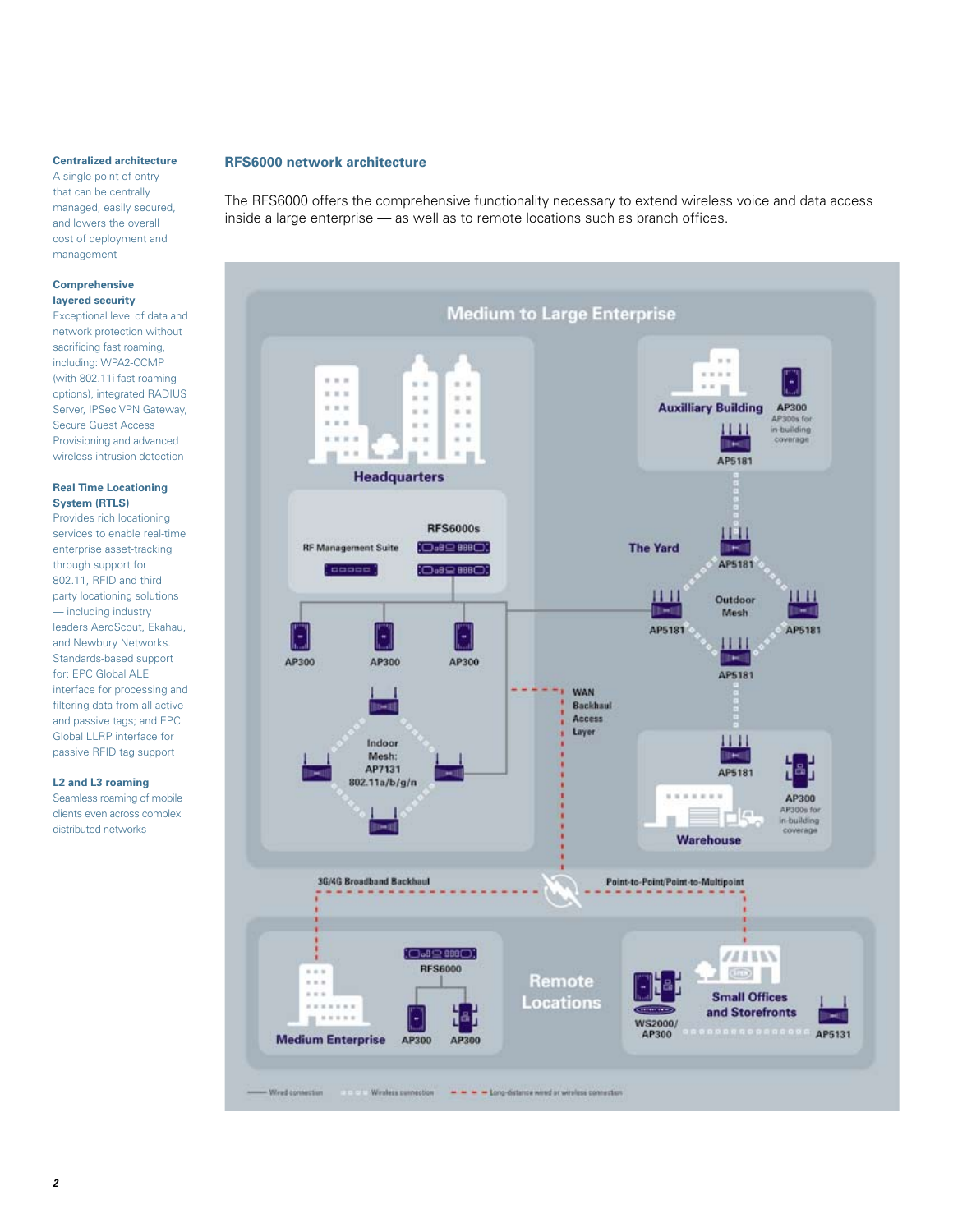**Centralized architecture**
A single point of entry that can be centrally managed, easily secured, and lowers the overall cost of deployment and management

**Comprehensive layered security**
Exceptional level of data and network protection without sacrificing fast roaming, including: WPA2-CCMP (with 802.11i fast roaming options), integrated RADIUS Server, IPSec VPN Gateway, Secure Guest Access Provisioning and advanced wireless intrusion detection

**Real Time Locationing System (RTLS)**
Provides rich locationing services to enable real-time enterprise asset-tracking through support for 802.11, RFID and third party locationing solutions — including industry leaders AeroScout, Ekahau, and Newbury Networks. Standards-based support for: EPC Global ALE interface for processing and filtering data from all active and passive tags; and EPC Global LLRP interface for passive RFID tag support

**L2 and L3 roaming**
Seamless roaming of mobile clients even across complex distributed networks

## RFS6000 network architecture

The RFS6000 offers the comprehensive functionality necessary to extend wireless voice and data access inside a large enterprise — as well as to remote locations such as branch offices.

Medium to Large Enterprise

Headquarters

RF Management Suite

RFS6000s

AP300

AP300

AP300

Indoor Mesh: AP7131 802.11a/b/g/n

Auxilliary Building

AP300

AP300s for in-building coverage

AP5181

The Yard

AP5181

Outdoor Mesh

AP5181

AP5181

AP5181

WAN Backhaul Access Layer

AP5181

AP300

AP300s for in-building coverage

Warehouse

3G/4G Broadband Backhaul

Point-to-Point/Point-to-Multipoint

RFS6000

Medium Enterprise

AP300

AP300

Remote Locations

Small Offices and Storefronts

WS2000/ AP300

AP5131

Wired connection

Wireless connection

Long-distance wired or wireless connection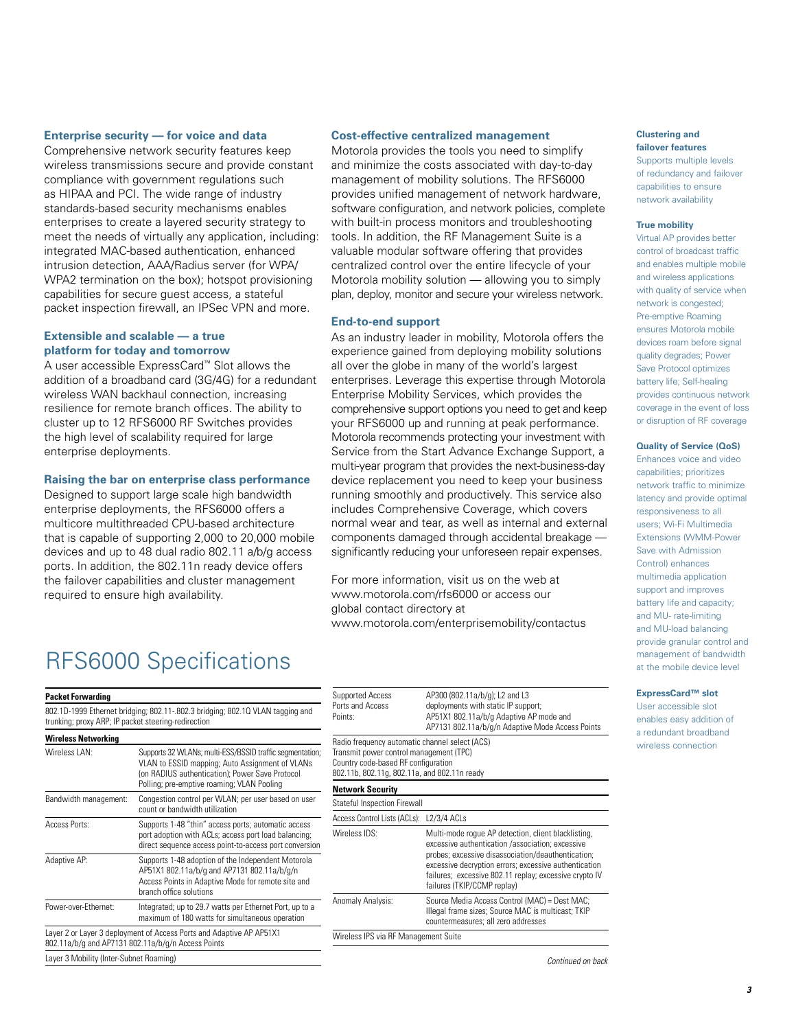### Enterprise security — for voice and data

Comprehensive network security features keep wireless transmissions secure and provide constant compliance with government regulations such as HIPAA and PCI. The wide range of industry standards-based security mechanisms enables enterprises to create a layered security strategy to meet the needs of virtually any application, including: integrated MAC-based authentication, enhanced intrusion detection, AAA/Radius server (for WPA/WPA2 termination on the box); hotspot provisioning capabilities for secure guest access, a stateful packet inspection firewall, an IPSec VPN and more.

### Extensible and scalable — a true platform for today and tomorrow

A user accessible ExpressCard™ Slot allows the addition of a broadband card (3G/4G) for a redundant wireless WAN backhaul connection, increasing resilience for remote branch offices. The ability to cluster up to 12 RFS6000 RF Switches provides the high level of scalability required for large enterprise deployments.

### Raising the bar on enterprise class performance

Designed to support large scale high bandwidth enterprise deployments, the RFS6000 offers a multicore multithreaded CPU-based architecture that is capable of supporting 2,000 to 20,000 mobile devices and up to 48 dual radio 802.11 a/b/g access ports. In addition, the 802.11n ready device offers the failover capabilities and cluster management required to ensure high availability.

### Cost-effective centralized management

Motorola provides the tools you need to simplify and minimize the costs associated with day-to-day management of mobility solutions. The RFS6000 provides unified management of network hardware, software configuration, and network policies, complete with built-in process monitors and troubleshooting tools. In addition, the RF Management Suite is a valuable modular software offering that provides centralized control over the entire lifecycle of your Motorola mobility solution — allowing you to simply plan, deploy, monitor and secure your wireless network.

### End-to-end support

As an industry leader in mobility, Motorola offers the experience gained from deploying mobility solutions all over the globe in many of the world's largest enterprises. Leverage this expertise through Motorola Enterprise Mobility Services, which provides the comprehensive support options you need to get and keep your RFS6000 up and running at peak performance. Motorola recommends protecting your investment with Service from the Start Advance Exchange Support, a multi-year program that provides the next-business-day device replacement you need to keep your business running smoothly and productively. This service also includes Comprehensive Coverage, which covers normal wear and tear, as well as internal and external components damaged through accidental breakage — significantly reducing your unforeseen repair expenses.

For more information, visit us on the web at www.motorola.com/rfs6000 or access our global contact directory at www.motorola.com/enterprisemobility/contactus

**Clustering and failover features**
Supports multiple levels of redundancy and failover capabilities to ensure network availability

**True mobility**
Virtual AP provides better control of broadcast traffic and enables multiple mobile and wireless applications with quality of service when network is congested; Pre-emptive Roaming ensures Motorola mobile devices roam before signal quality degrades; Power Save Protocol optimizes battery life; Self-healing provides continuous network coverage in the event of loss or disruption of RF coverage

**Quality of Service (QoS)**
Enhances voice and video capabilities; prioritizes network traffic to minimize latency and provide optimal responsiveness to all users; Wi-Fi Multimedia Extensions (WMM-Power Save with Admission Control) enhances multimedia application support and improves battery life and capacity; and MU- rate-limiting and MU-load balancing provide granular control and management of bandwidth at the mobile device level

**ExpressCard™ slot**
User accessible slot enables easy addition of a redundant broadband wireless connection

# RFS6000 Specifications

| | |
|---|---|
| **Packet Forwarding** | |
| 802.1D-1999 Ethernet bridging; 802.11-.802.3 bridging; 802.1Q VLAN tagging and trunking; proxy ARP; IP packet steering-redirection | |
| **Wireless Networking** | |
| Wireless LAN: | Supports 32 WLANs; multi-ESS/BSSID traffic segmentation; VLAN to ESSID mapping; Auto Assignment of VLANs (on RADIUS authentication); Power Save Protocol Polling; pre-emptive roaming; VLAN Pooling |
| Bandwidth management: | Congestion control per WLAN; per user based on user count or bandwidth utilization |
| Access Ports: | Supports 1-48 "thin" access ports; automatic access port adoption with ACLs; access port load balancing; direct sequence access point-to-access port conversion |
| Adaptive AP: | Supports 1-48 adoption of the Independent Motorola AP51X1 802.11a/b/g and AP7131 802.11a/b/g/n Access Points in Adaptive Mode for remote site and branch office solutions |
| Power-over-Ethernet: | Integrated; up to 29.7 watts per Ethernet Port, up to a maximum of 180 watts for simultaneous operation |
| Layer 2 or Layer 3 deployment of Access Ports and Adaptive AP AP51X1 802.11a/b/g and AP7131 802.11a/b/g/n Access Points | |
| Layer 3 Mobility (Inter-Subnet Roaming) | |
| Supported Access Ports and Access Points: | AP300 (802.11a/b/g); L2 and L3 deployments with static IP support; AP51X1 802.11a/b/g Adaptive AP mode and AP7131 802.11a/b/g/n Adaptive Mode Access Points |
| Radio frequency automatic channel select (ACS); Transmit power control management (TPC); Country code-based RF configuration; 802.11b, 802.11g, 802.11a, and 802.11n ready | |
| **Network Security** | |
| Stateful Inspection Firewall | |
| Access Control Lists (ACLs): | L2/3/4 ACLs |
| Wireless IDS: | Multi-mode rogue AP detection, client blacklisting, excessive authentication /association; excessive probes; excessive disassociation/deauthentication; excessive decryption errors; excessive authentication failures; excessive 802.11 replay; excessive crypto IV failures (TKIP/CCMP replay) |
| Anomaly Analysis: | Source Media Access Control (MAC) = Dest MAC; Illegal frame sizes; Source MAC is multicast; TKIP countermeasures; all zero addresses |
| Wireless IPS via RF Management Suite | |

*Continued on back*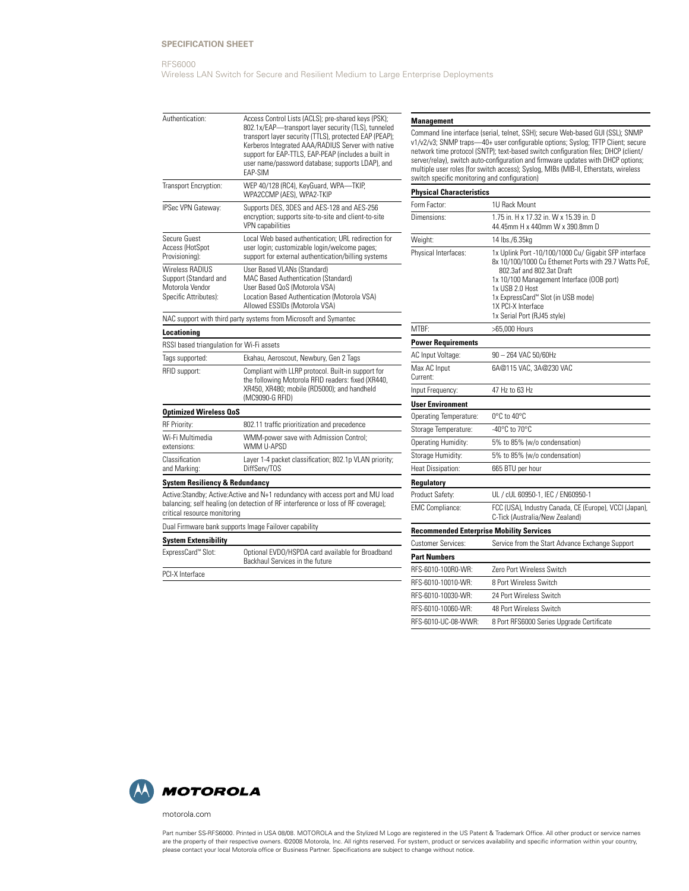**SPECIFICATION SHEET**

RFS6000
Wireless LAN Switch for Secure and Resilient Medium to Large Enterprise Deployments

| | |
|---|---|
| Authentication: | Access Control Lists (ACLS); pre-shared keys (PSK); 802.1x/EAP—transport layer security (TLS), tunneled transport layer security (TTLS), protected EAP (PEAP); Kerberos Integrated AAA/RADIUS Server with native support for EAP-TTLS, EAP-PEAP (includes a built in user name/password database; supports LDAP), and EAP-SIM |
| Transport Encryption: | WEP 40/128 (RC4), KeyGuard, WPA—TKIP, WPA2CCMP (AES), WPA2-TKIP |
| IPSec VPN Gateway: | Supports DES, 3DES and AES-128 and AES-256 encryption; supports site-to-site and client-to-site VPN capabilities |
| Secure Guest Access (HotSpot Provisioning): | Local Web based authentication; URL redirection for user login; customizable login/welcome pages; support for external authentication/billing systems |
| Wireless RADIUS Support (Standard and Motorola Vendor Specific Attributes): | User Based VLANs (Standard)<br>MAC Based Authentication (Standard)<br>User Based QoS (Motorola VSA)<br>Location Based Authentication (Motorola VSA)<br>Allowed ESSIDs (Motorola VSA) |

NAC support with third party systems from Microsoft and Symantec

**Locationing**

RSSI based triangulation for Wi-Fi assets

| | |
|---|---|
| Tags supported: | Ekahau, Aeroscout, Newbury, Gen 2 Tags |
| RFID support: | Compliant with LLRP protocol. Built-in support for the following Motorola RFID readers: fixed (XR440, XR450, XR480; mobile (RD5000); and handheld (MC9090-G RFID) |

**Optimized Wireless QoS**

| | |
|---|---|
| RF Priority: | 802.11 traffic prioritization and precedence |
| Wi-Fi Multimedia extensions: | WMM-power save with Admission Control; WMM U-APSD |
| Classification and Marking: | Layer 1-4 packet classification; 802.1p VLAN priority; DiffServ/TOS |

**System Resiliency & Redundancy**

Active:Standby; Active:Active and N+1 redundancy with access port and MU load balancing; self healing (on detection of RF interference or loss of RF coverage); critical resource monitoring

Dual Firmware bank supports Image Failover capability

**System Extensibility**

| | |
|---|---|
| ExpressCard™ Slot: | Optional EVDO/HSPDA card available for Broadband Backhaul Services in the future |

PCI-X Interface

**Management**

Command line interface (serial, telnet, SSH); secure Web-based GUI (SSL); SNMP v1/v2/v3; SNMP traps—40+ user configurable options; Syslog; TFTP Client; secure network time protocol (SNTP); text-based switch configuration files; DHCP (client/server/relay), switch auto-configuration and firmware updates with DHCP options; multiple user roles (for switch access); Syslog, MIBs (MIB-II, Etherstats, wireless switch specific monitoring and configuration)

**Physical Characteristics**

| | |
|---|---|
| Form Factor: | 1U Rack Mount |
| Dimensions: | 1.75 in. H x 17.32 in. W x 15.39 in. D<br>44.45mm H x 440mm W x 390.8mm D |
| Weight: | 14 lbs./6.35kg |
| Physical Interfaces: | 1x Uplink Port -10/100/1000 Cu/ Gigabit SFP interface<br>8x 10/100/1000 Cu Ethernet Ports with 29.7 Watts PoE, 802.3af and 802.3at Draft<br>1x 10/100 Management Interface (OOB port)<br>1x USB 2.0 Host<br>1x ExpressCard™ Slot (in USB mode)<br>1X PCI-X Interface<br>1x Serial Port (RJ45 style) |
| MTBF: | >65,000 Hours |

**Power Requirements**

| | |
|---|---|
| AC Input Voltage: | 90 – 264 VAC 50/60Hz |
| Max AC Input Current: | 6A@115 VAC, 3A@230 VAC |
| Input Frequency: | 47 Hz to 63 Hz |

**User Environment**

| | |
|---|---|
| Operating Temperature: | 0°C to 40°C |
| Storage Temperature: | -40°C to 70°C |
| Operating Humidity: | 5% to 85% (w/o condensation) |
| Storage Humidity: | 5% to 85% (w/o condensation) |
| Heat Dissipation: | 665 BTU per hour |

**Regulatory**

| | |
|---|---|
| Product Safety: | UL / cUL 60950-1, IEC / EN60950-1 |
| EMC Compliance: | FCC (USA), Industry Canada, CE (Europe), VCCI (Japan), C-Tick (Australia/New Zealand) |

**Recommended Enterprise Mobility Services**

| | |
|---|---|
| Customer Services: | Service from the Start Advance Exchange Support |

**Part Numbers**

| | |
|---|---|
| RFS-6010-100R0-WR: | Zero Port Wireless Switch |
| RFS-6010-10010-WR: | 8 Port Wireless Switch |
| RFS-6010-10030-WR: | 24 Port Wireless Switch |
| RFS-6010-10060-WR: | 48 Port Wireless Switch |
| RFS-6010-UC-08-WWR: | 8 Port RFS6000 Series Upgrade Certificate |

MOTOROLA

motorola.com

Part number SS-RFS6000. Printed in USA 08/08. MOTOROLA and the Stylized M Logo are registered in the US Patent & Trademark Office. All other product or service names are the property of their respective owners. ©2008 Motorola, Inc. All rights reserved. For system, product or services availability and specific information within your country, please contact your local Motorola office or Business Partner. Specifications are subject to change without notice.